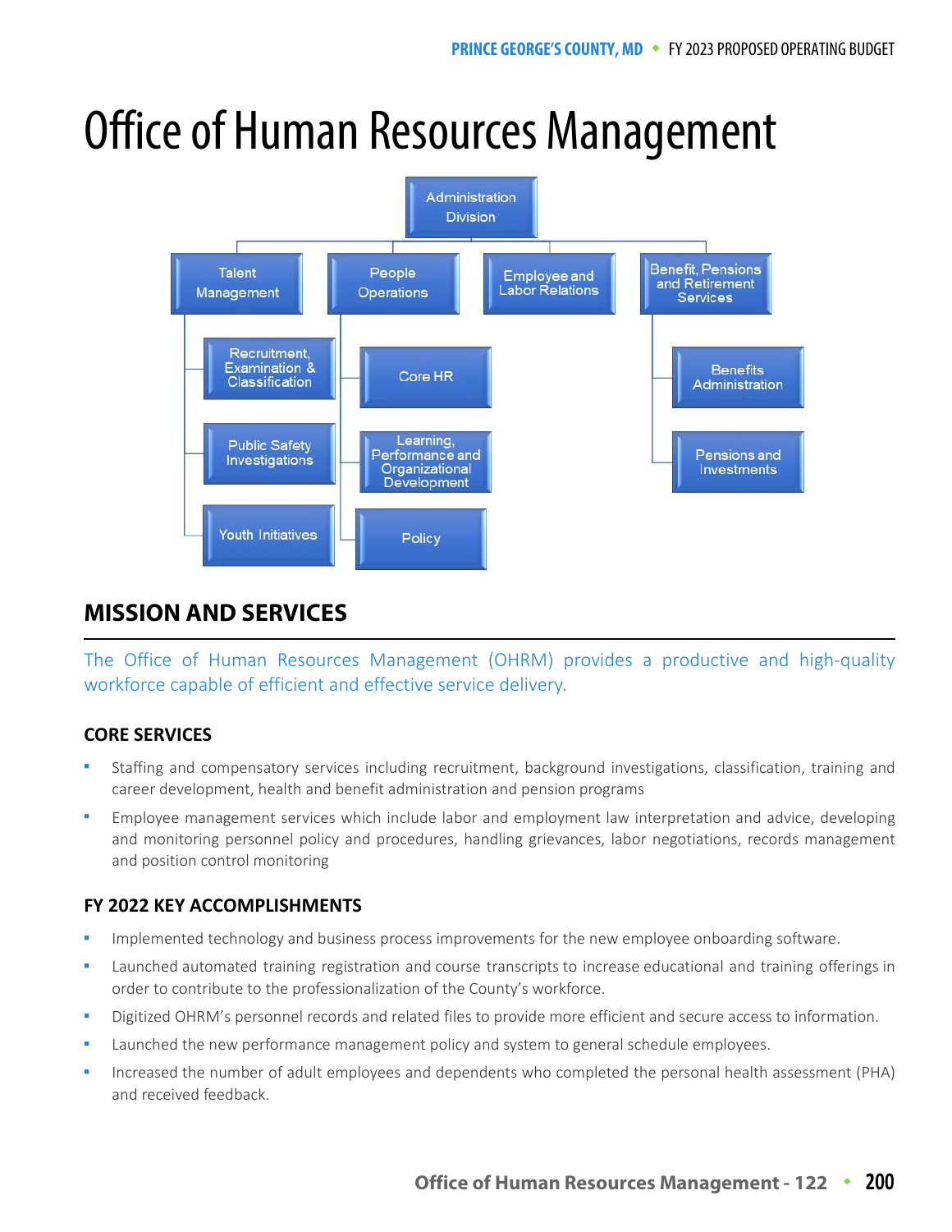# Office of Human Resources Management

- Administration Division
  - Talent Management
    - Recruitment, Examination & Classification
    - Public Safety Investigations
    - Youth Initiatives
  - People Operations
    - Core HR
    - Learning, Performance and Organizational Development
    - Policy
  - Employee and Labor Relations
  - Benefit, Pensions and Retirement Services
    - Benefits Administration
    - Pensions and Investments

## MISSION AND SERVICES

The Office of Human Resources Management (OHRM) provides a productive and high-quality workforce capable of efficient and effective service delivery.

### CORE SERVICES

- Staffing and compensatory services including recruitment, background investigations, classification, training and career development, health and benefit administration and pension programs
- Employee management services which include labor and employment law interpretation and advice, developing and monitoring personnel policy and procedures, handling grievances, labor negotiations, records management and position control monitoring

### FY 2022 KEY ACCOMPLISHMENTS

- Implemented technology and business process improvements for the new employee onboarding software.
- Launched automated training registration and course transcripts to increase educational and training offerings in order to contribute to the professionalization of the County's workforce.
- Digitized OHRM's personnel records and related files to provide more efficient and secure access to information.
- Launched the new performance management policy and system to general schedule employees.
- Increased the number of adult employees and dependents who completed the personal health assessment (PHA) and received feedback.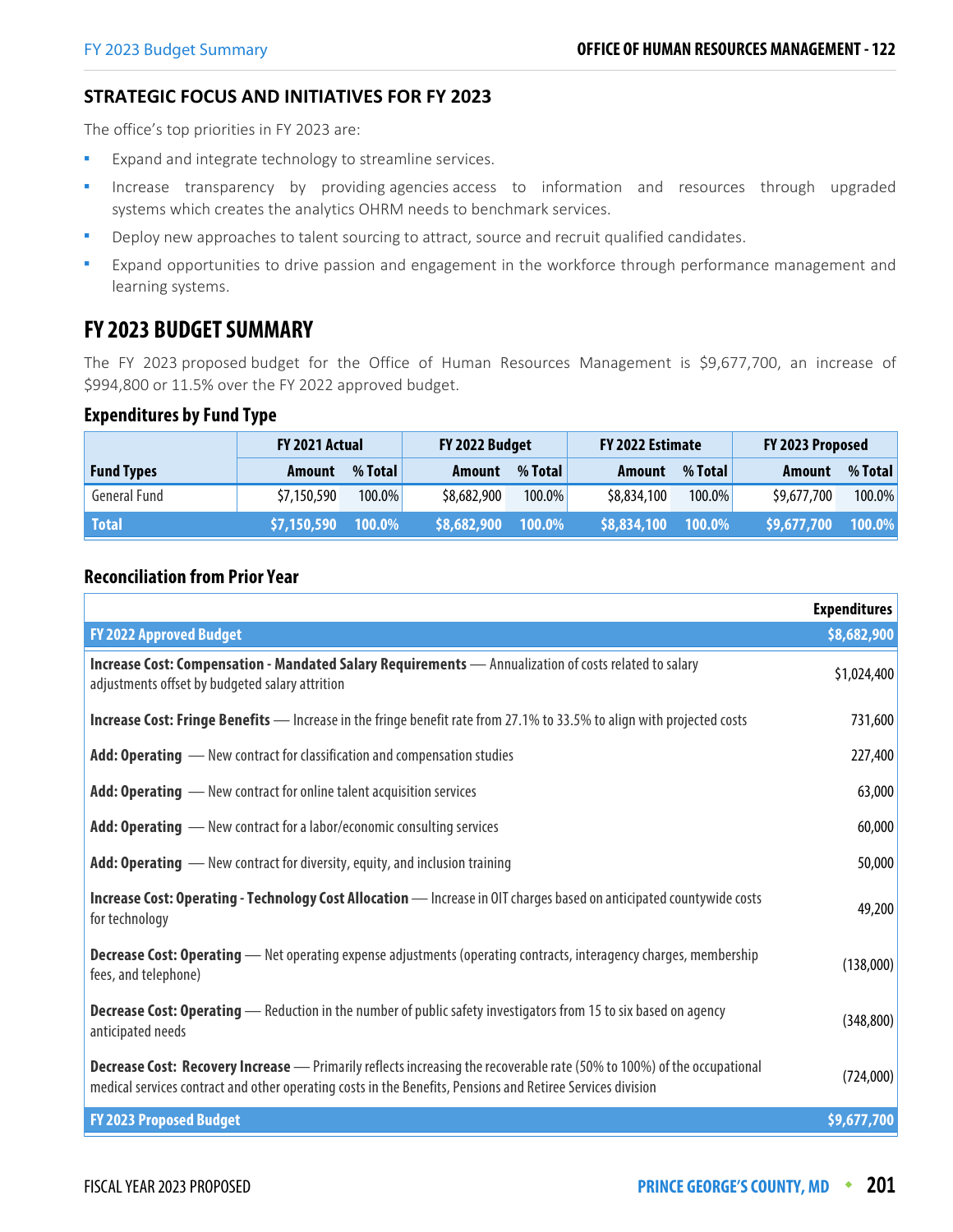## STRATEGIC FOCUS AND INITIATIVES FOR FY 2023

The office's top priorities in FY 2023 are:

- Expand and integrate technology to streamline services.
- Increase transparency by providing agencies access to information and resources through upgraded systems which creates the analytics OHRM needs to benchmark services.
- Deploy new approaches to talent sourcing to attract, source and recruit qualified candidates.
- Expand opportunities to drive passion and engagement in the workforce through performance management and learning systems.

# FY 2023 BUDGET SUMMARY

The FY 2023 proposed budget for the Office of Human Resources Management is $9,677,700, an increase of $994,800 or 11.5% over the FY 2022 approved budget.

### Expenditures by Fund Type

| | FY 2021 Actual | | FY 2022 Budget | | FY 2022 Estimate | | FY 2023 Proposed | |
|---|---|---|---|---|---|---|---|---|
| **Fund Types** | **Amount** | **% Total** | **Amount** | **% Total** | **Amount** | **% Total** | **Amount** | **% Total** |
| General Fund | $7,150,590 | 100.0% | $8,682,900 | 100.0% | $8,834,100 | 100.0% | $9,677,700 | 100.0% |
| **Total** | **$7,150,590** | **100.0%** | **$8,682,900** | **100.0%** | **$8,834,100** | **100.0%** | **$9,677,700** | **100.0%** |

### Reconciliation from Prior Year

| | Expenditures |
|---|---|
| **FY 2022 Approved Budget** | **$8,682,900** |
| **Increase Cost: Compensation - Mandated Salary Requirements** — Annualization of costs related to salary adjustments offset by budgeted salary attrition | $1,024,400 |
| **Increase Cost: Fringe Benefits** — Increase in the fringe benefit rate from 27.1% to 33.5% to align with projected costs | 731,600 |
| **Add: Operating** — New contract for classification and compensation studies | 227,400 |
| **Add: Operating** — New contract for online talent acquisition services | 63,000 |
| **Add: Operating** — New contract for a labor/economic consulting services | 60,000 |
| **Add: Operating** — New contract for diversity, equity, and inclusion training | 50,000 |
| **Increase Cost: Operating - Technology Cost Allocation** — Increase in OIT charges based on anticipated countywide costs for technology | 49,200 |
| **Decrease Cost: Operating** — Net operating expense adjustments (operating contracts, interagency charges, membership fees, and telephone) | (138,000) |
| **Decrease Cost: Operating** — Reduction in the number of public safety investigators from 15 to six based on agency anticipated needs | (348,800) |
| **Decrease Cost: Recovery Increase** — Primarily reflects increasing the recoverable rate (50% to 100%) of the occupational medical services contract and other operating costs in the Benefits, Pensions and Retiree Services division | (724,000) |
| **FY 2023 Proposed Budget** | **$9,677,700** |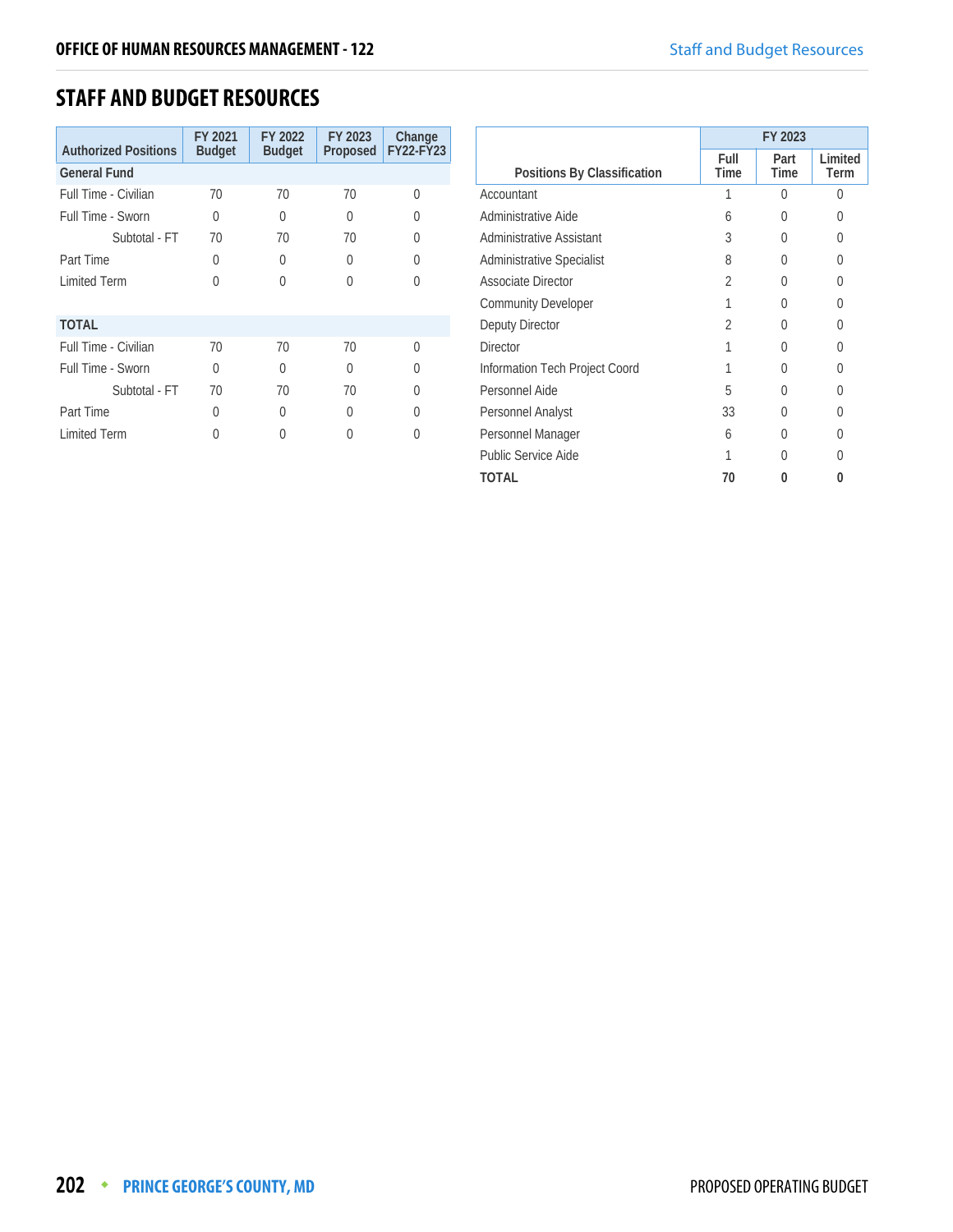## STAFF AND BUDGET RESOURCES

| Authorized Positions | FY 2021 Budget | FY 2022 Budget | FY 2023 Proposed | Change FY22-FY23 |
|---|---|---|---|---|
| **General Fund** | | | | |
| Full Time - Civilian | 70 | 70 | 70 | 0 |
| Full Time - Sworn | 0 | 0 | 0 | 0 |
| Subtotal - FT | 70 | 70 | 70 | 0 |
| Part Time | 0 | 0 | 0 | 0 |
| Limited Term | 0 | 0 | 0 | 0 |
| **TOTAL** | | | | |
| Full Time - Civilian | 70 | 70 | 70 | 0 |
| Full Time - Sworn | 0 | 0 | 0 | 0 |
| Subtotal - FT | 70 | 70 | 70 | 0 |
| Part Time | 0 | 0 | 0 | 0 |
| Limited Term | 0 | 0 | 0 | 0 |

| Positions By Classification | FY 2023 | | |
|---|---|---|---|
| | Full Time | Part Time | Limited Term |
| Accountant | 1 | 0 | 0 |
| Administrative Aide | 6 | 0 | 0 |
| Administrative Assistant | 3 | 0 | 0 |
| Administrative Specialist | 8 | 0 | 0 |
| Associate Director | 2 | 0 | 0 |
| Community Developer | 1 | 0 | 0 |
| Deputy Director | 2 | 0 | 0 |
| Director | 1 | 0 | 0 |
| Information Tech Project Coord | 1 | 0 | 0 |
| Personnel Aide | 5 | 0 | 0 |
| Personnel Analyst | 33 | 0 | 0 |
| Personnel Manager | 6 | 0 | 0 |
| Public Service Aide | 1 | 0 | 0 |
| **TOTAL** | **70** | **0** | **0** |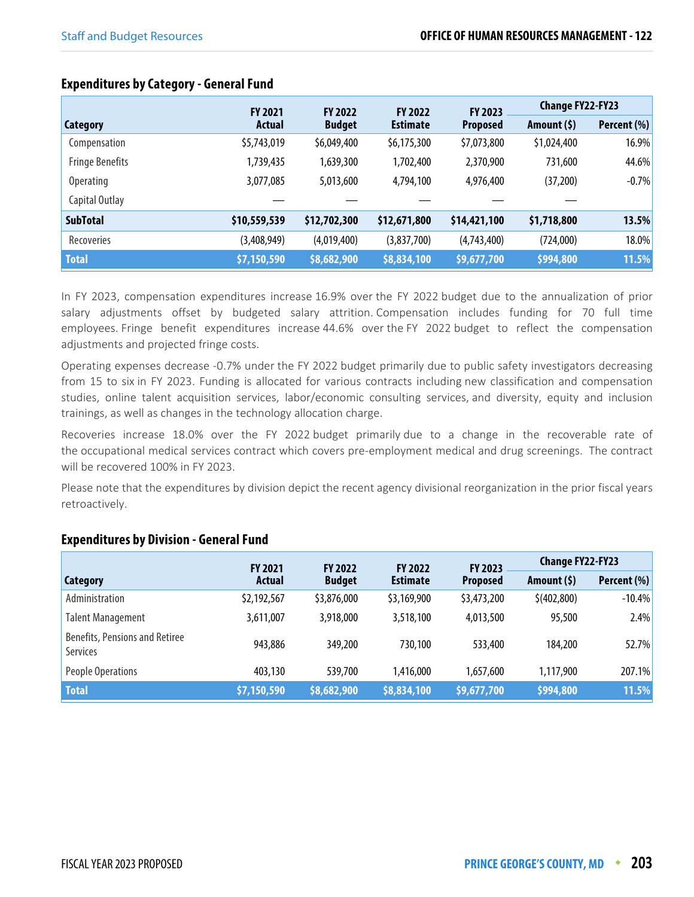### Expenditures by Category - General Fund

| Category | FY 2021 Actual | FY 2022 Budget | FY 2022 Estimate | FY 2023 Proposed | Change FY22-FY23 | |
|---|---|---|---|---|---|---|
| | | | | | Amount ($) | Percent (%) |
| Compensation | $5,743,019 | $6,049,400 | $6,175,300 | $7,073,800 | $1,024,400 | 16.9% |
| Fringe Benefits | 1,739,435 | 1,639,300 | 1,702,400 | 2,370,900 | 731,600 | 44.6% |
| Operating | 3,077,085 | 5,013,600 | 4,794,100 | 4,976,400 | (37,200) | -0.7% |
| Capital Outlay | — | — | — | — | — | |
| **SubTotal** | **$10,559,539** | **$12,702,300** | **$12,671,800** | **$14,421,100** | **$1,718,800** | **13.5%** |
| Recoveries | (3,408,949) | (4,019,400) | (3,837,700) | (4,743,400) | (724,000) | 18.0% |
| **Total** | **$7,150,590** | **$8,682,900** | **$8,834,100** | **$9,677,700** | **$994,800** | **11.5%** |

In FY 2023, compensation expenditures increase 16.9% over the FY 2022 budget due to the annualization of prior salary adjustments offset by budgeted salary attrition. Compensation includes funding for 70 full time employees. Fringe benefit expenditures increase 44.6% over the FY 2022 budget to reflect the compensation adjustments and projected fringe costs.

Operating expenses decrease -0.7% under the FY 2022 budget primarily due to public safety investigators decreasing from 15 to six in FY 2023. Funding is allocated for various contracts including new classification and compensation studies, online talent acquisition services, labor/economic consulting services, and diversity, equity and inclusion trainings, as well as changes in the technology allocation charge.

Recoveries increase 18.0% over the FY 2022 budget primarily due to a change in the recoverable rate of the occupational medical services contract which covers pre-employment medical and drug screenings. The contract will be recovered 100% in FY 2023.

Please note that the expenditures by division depict the recent agency divisional reorganization in the prior fiscal years retroactively.

### Expenditures by Division - General Fund

| Category | FY 2021 Actual | FY 2022 Budget | FY 2022 Estimate | FY 2023 Proposed | Change FY22-FY23 | |
|---|---|---|---|---|---|---|
| | | | | | Amount ($) | Percent (%) |
| Administration | $2,192,567 | $3,876,000 | $3,169,900 | $3,473,200 | $(402,800) | -10.4% |
| Talent Management | 3,611,007 | 3,918,000 | 3,518,100 | 4,013,500 | 95,500 | 2.4% |
| Benefits, Pensions and Retiree Services | 943,886 | 349,200 | 730,100 | 533,400 | 184,200 | 52.7% |
| People Operations | 403,130 | 539,700 | 1,416,000 | 1,657,600 | 1,117,900 | 207.1% |
| **Total** | **$7,150,590** | **$8,682,900** | **$8,834,100** | **$9,677,700** | **$994,800** | **11.5%** |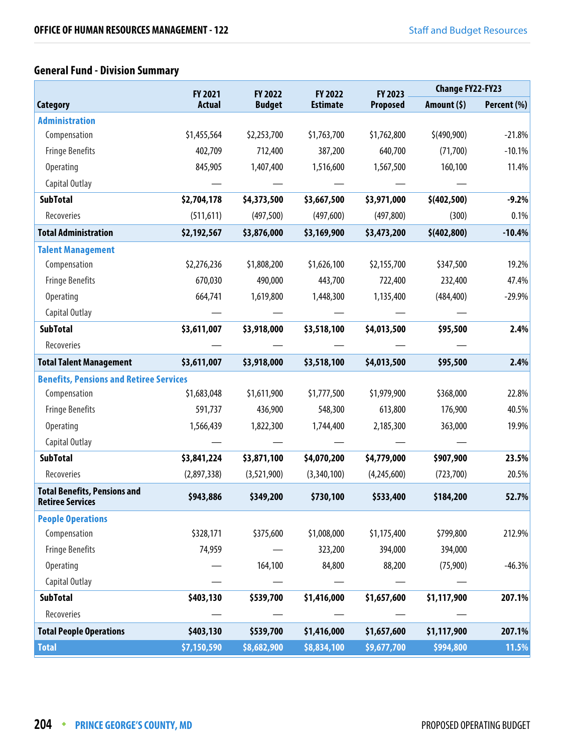## General Fund - Division Summary

| Category | FY 2021 Actual | FY 2022 Budget | FY 2022 Estimate | FY 2023 Proposed | Change FY22-FY23 Amount ($) | Change FY22-FY23 Percent (%) |
|---|---|---|---|---|---|---|
| **Administration** | | | | | | |
| Compensation | $1,455,564 | $2,253,700 | $1,763,700 | $1,762,800 | $(490,900) | -21.8% |
| Fringe Benefits | 402,709 | 712,400 | 387,200 | 640,700 | (71,700) | -10.1% |
| Operating | 845,905 | 1,407,400 | 1,516,600 | 1,567,500 | 160,100 | 11.4% |
| Capital Outlay | — | — | — | — | — | |
| **SubTotal** | **$2,704,178** | **$4,373,500** | **$3,667,500** | **$3,971,000** | **$(402,500)** | **-9.2%** |
| Recoveries | (511,611) | (497,500) | (497,600) | (497,800) | (300) | 0.1% |
| **Total Administration** | **$2,192,567** | **$3,876,000** | **$3,169,900** | **$3,473,200** | **$(402,800)** | **-10.4%** |
| **Talent Management** | | | | | | |
| Compensation | $2,276,236 | $1,808,200 | $1,626,100 | $2,155,700 | $347,500 | 19.2% |
| Fringe Benefits | 670,030 | 490,000 | 443,700 | 722,400 | 232,400 | 47.4% |
| Operating | 664,741 | 1,619,800 | 1,448,300 | 1,135,400 | (484,400) | -29.9% |
| Capital Outlay | — | — | — | — | — | |
| **SubTotal** | **$3,611,007** | **$3,918,000** | **$3,518,100** | **$4,013,500** | **$95,500** | **2.4%** |
| Recoveries | — | — | — | — | — | |
| **Total Talent Management** | **$3,611,007** | **$3,918,000** | **$3,518,100** | **$4,013,500** | **$95,500** | **2.4%** |
| **Benefits, Pensions and Retiree Services** | | | | | | |
| Compensation | $1,683,048 | $1,611,900 | $1,777,500 | $1,979,900 | $368,000 | 22.8% |
| Fringe Benefits | 591,737 | 436,900 | 548,300 | 613,800 | 176,900 | 40.5% |
| Operating | 1,566,439 | 1,822,300 | 1,744,400 | 2,185,300 | 363,000 | 19.9% |
| Capital Outlay | — | — | — | — | — | |
| **SubTotal** | **$3,841,224** | **$3,871,100** | **$4,070,200** | **$4,779,000** | **$907,900** | **23.5%** |
| Recoveries | (2,897,338) | (3,521,900) | (3,340,100) | (4,245,600) | (723,700) | 20.5% |
| **Total Benefits, Pensions and Retiree Services** | **$943,886** | **$349,200** | **$730,100** | **$533,400** | **$184,200** | **52.7%** |
| **People Operations** | | | | | | |
| Compensation | $328,171 | $375,600 | $1,008,000 | $1,175,400 | $799,800 | 212.9% |
| Fringe Benefits | 74,959 | — | 323,200 | 394,000 | 394,000 | |
| Operating | — | 164,100 | 84,800 | 88,200 | (75,900) | -46.3% |
| Capital Outlay | — | — | — | — | — | |
| **SubTotal** | **$403,130** | **$539,700** | **$1,416,000** | **$1,657,600** | **$1,117,900** | **207.1%** |
| Recoveries | — | — | — | — | — | |
| **Total People Operations** | **$403,130** | **$539,700** | **$1,416,000** | **$1,657,600** | **$1,117,900** | **207.1%** |
| **Total** | **$7,150,590** | **$8,682,900** | **$8,834,100** | **$9,677,700** | **$994,800** | **11.5%** |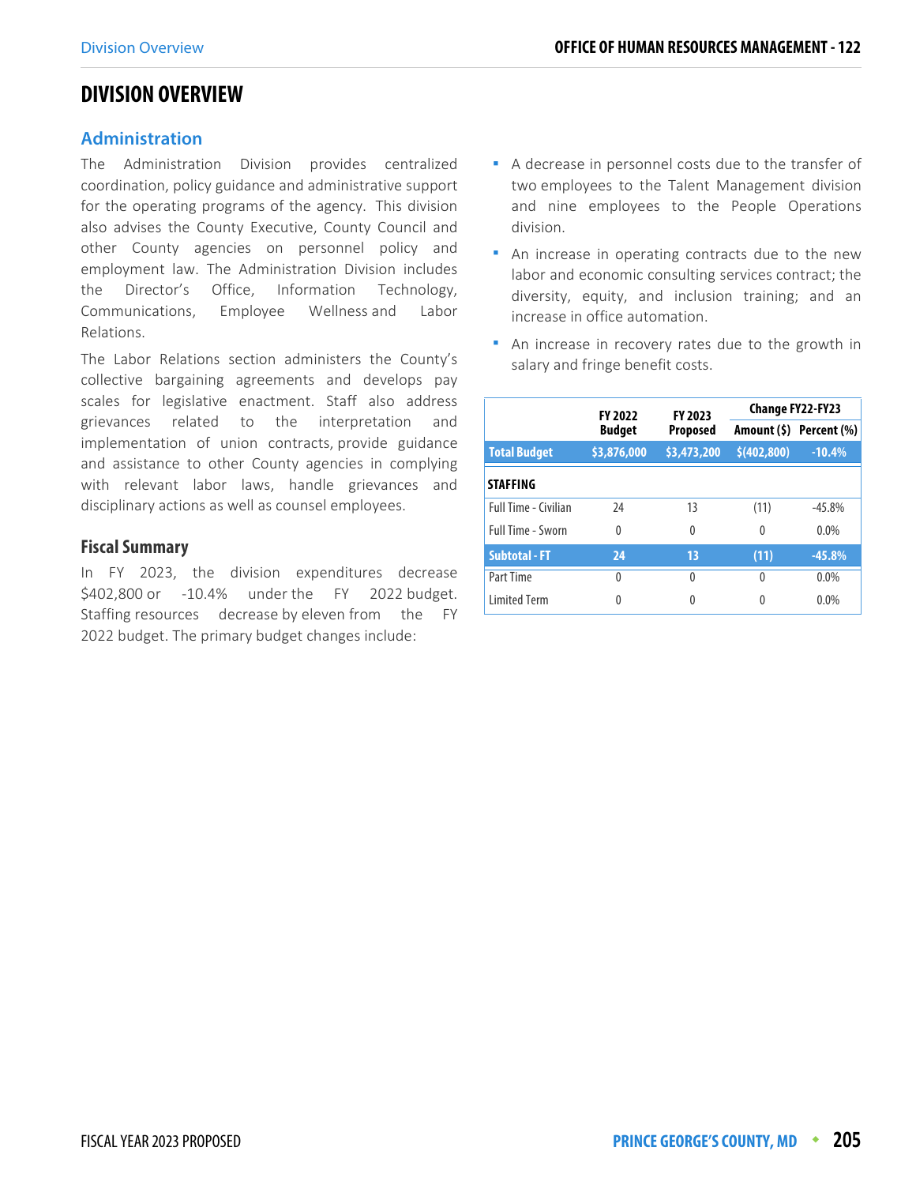# DIVISION OVERVIEW

## Administration

The Administration Division provides centralized coordination, policy guidance and administrative support for the operating programs of the agency. This division also advises the County Executive, County Council and other County agencies on personnel policy and employment law. The Administration Division includes the Director's Office, Information Technology, Communications, Employee Wellness and Labor Relations.

The Labor Relations section administers the County's collective bargaining agreements and develops pay scales for legislative enactment. Staff also address grievances related to the interpretation and implementation of union contracts, provide guidance and assistance to other County agencies in complying with relevant labor laws, handle grievances and disciplinary actions as well as counsel employees.

### Fiscal Summary

In FY 2023, the division expenditures decrease $402,800 or -10.4% under the FY 2022 budget. Staffing resources decrease by eleven from the FY 2022 budget. The primary budget changes include:

- A decrease in personnel costs due to the transfer of two employees to the Talent Management division and nine employees to the People Operations division.
- An increase in operating contracts due to the new labor and economic consulting services contract; the diversity, equity, and inclusion training; and an increase in office automation.
- An increase in recovery rates due to the growth in salary and fringe benefit costs.

| | FY 2022 Budget | FY 2023 Proposed | Change FY22-FY23 | |
|---|---|---|---|---|
| | | | Amount ($) | Percent (%) |
| **Total Budget** | **$3,876,000** | **$3,473,200** | **$(402,800)** | **-10.4%** |
| **STAFFING** | | | | |
| Full Time - Civilian | 24 | 13 | (11) | -45.8% |
| Full Time - Sworn | 0 | 0 | 0 | 0.0% |
| **Subtotal - FT** | **24** | **13** | **(11)** | **-45.8%** |
| Part Time | 0 | 0 | 0 | 0.0% |
| Limited Term | 0 | 0 | 0 | 0.0% |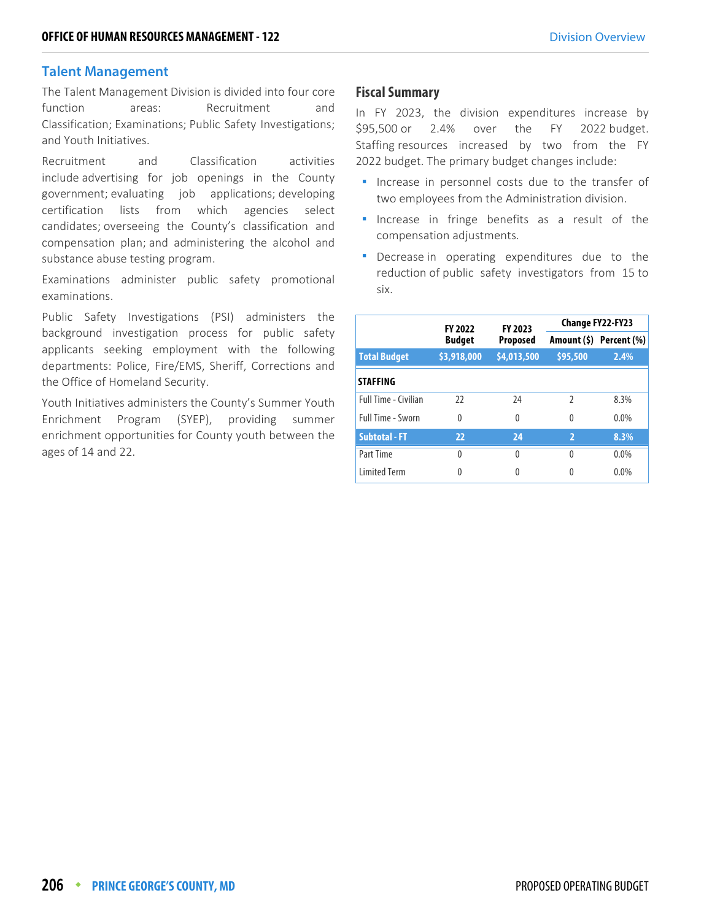## Talent Management

The Talent Management Division is divided into four core function areas: Recruitment and Classification; Examinations; Public Safety Investigations; and Youth Initiatives.

Recruitment and Classification activities include advertising for job openings in the County government; evaluating job applications; developing certification lists from which agencies select candidates; overseeing the County's classification and compensation plan; and administering the alcohol and substance abuse testing program.

Examinations administer public safety promotional examinations.

Public Safety Investigations (PSI) administers the background investigation process for public safety applicants seeking employment with the following departments: Police, Fire/EMS, Sheriff, Corrections and the Office of Homeland Security.

Youth Initiatives administers the County's Summer Youth Enrichment Program (SYEP), providing summer enrichment opportunities for County youth between the ages of 14 and 22.

### Fiscal Summary

In FY 2023, the division expenditures increase by $95,500 or 2.4% over the FY 2022 budget. Staffing resources increased by two from the FY 2022 budget. The primary budget changes include:

- Increase in personnel costs due to the transfer of two employees from the Administration division.
- Increase in fringe benefits as a result of the compensation adjustments.
- Decrease in operating expenditures due to the reduction of public safety investigators from 15 to six.

| | FY 2022 Budget | FY 2023 Proposed | Change FY22-FY23 | |
|---|---|---|---|---|
| | | | Amount ($) | Percent (%) |
| **Total Budget** | **$3,918,000** | **$4,013,500** | **$95,500** | **2.4%** |
| **STAFFING** | | | | |
| Full Time - Civilian | 22 | 24 | 2 | 8.3% |
| Full Time - Sworn | 0 | 0 | 0 | 0.0% |
| **Subtotal - FT** | **22** | **24** | **2** | **8.3%** |
| Part Time | 0 | 0 | 0 | 0.0% |
| Limited Term | 0 | 0 | 0 | 0.0% |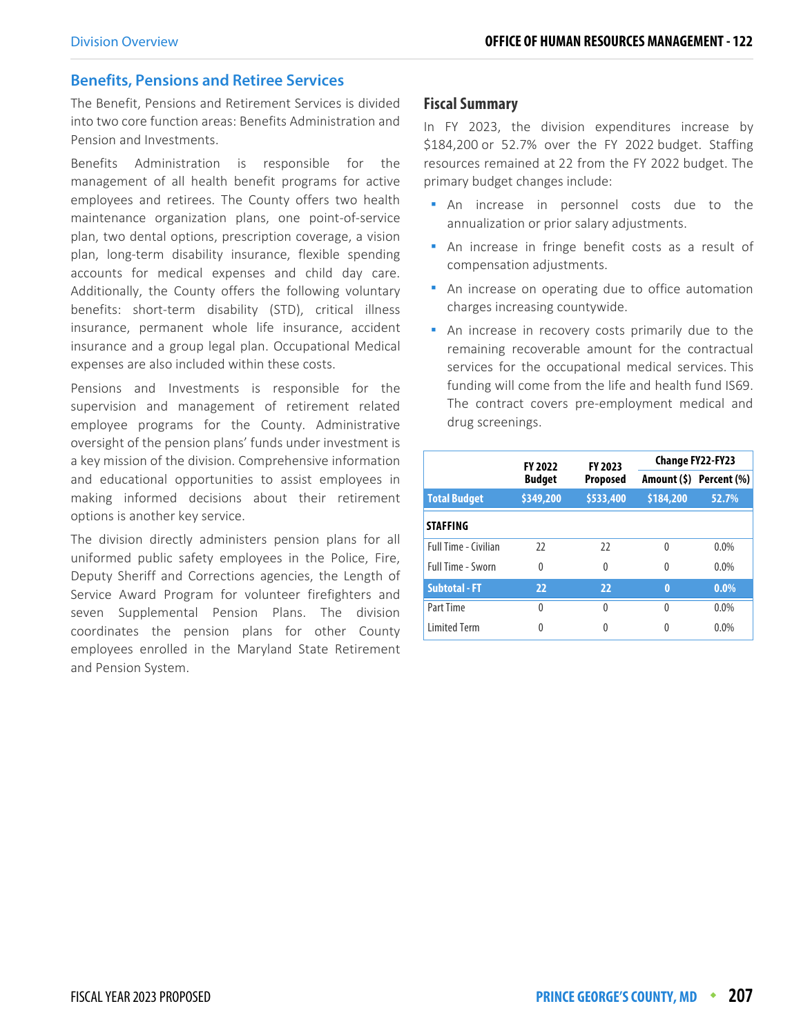## Benefits, Pensions and Retiree Services

The Benefit, Pensions and Retirement Services is divided into two core function areas: Benefits Administration and Pension and Investments.

Benefits Administration is responsible for the management of all health benefit programs for active employees and retirees. The County offers two health maintenance organization plans, one point-of-service plan, two dental options, prescription coverage, a vision plan, long-term disability insurance, flexible spending accounts for medical expenses and child day care. Additionally, the County offers the following voluntary benefits: short-term disability (STD), critical illness insurance, permanent whole life insurance, accident insurance and a group legal plan. Occupational Medical expenses are also included within these costs.

Pensions and Investments is responsible for the supervision and management of retirement related employee programs for the County. Administrative oversight of the pension plans' funds under investment is a key mission of the division. Comprehensive information and educational opportunities to assist employees in making informed decisions about their retirement options is another key service.

The division directly administers pension plans for all uniformed public safety employees in the Police, Fire, Deputy Sheriff and Corrections agencies, the Length of Service Award Program for volunteer firefighters and seven Supplemental Pension Plans. The division coordinates the pension plans for other County employees enrolled in the Maryland State Retirement and Pension System.

### Fiscal Summary

In FY 2023, the division expenditures increase by $184,200 or 52.7% over the FY 2022 budget. Staffing resources remained at 22 from the FY 2022 budget. The primary budget changes include:

- An increase in personnel costs due to the annualization or prior salary adjustments.
- An increase in fringe benefit costs as a result of compensation adjustments.
- An increase on operating due to office automation charges increasing countywide.
- An increase in recovery costs primarily due to the remaining recoverable amount for the contractual services for the occupational medical services. This funding will come from the life and health fund IS69. The contract covers pre-employment medical and drug screenings.

| | FY 2022 Budget | FY 2023 Proposed | Change FY22-FY23 | |
|---|---|---|---|---|
| | | | Amount ($) | Percent (%) |
| **Total Budget** | **$349,200** | **$533,400** | **$184,200** | **52.7%** |
| **STAFFING** | | | | |
| Full Time - Civilian | 22 | 22 | 0 | 0.0% |
| Full Time - Sworn | 0 | 0 | 0 | 0.0% |
| **Subtotal - FT** | **22** | **22** | **0** | **0.0%** |
| Part Time | 0 | 0 | 0 | 0.0% |
| Limited Term | 0 | 0 | 0 | 0.0% |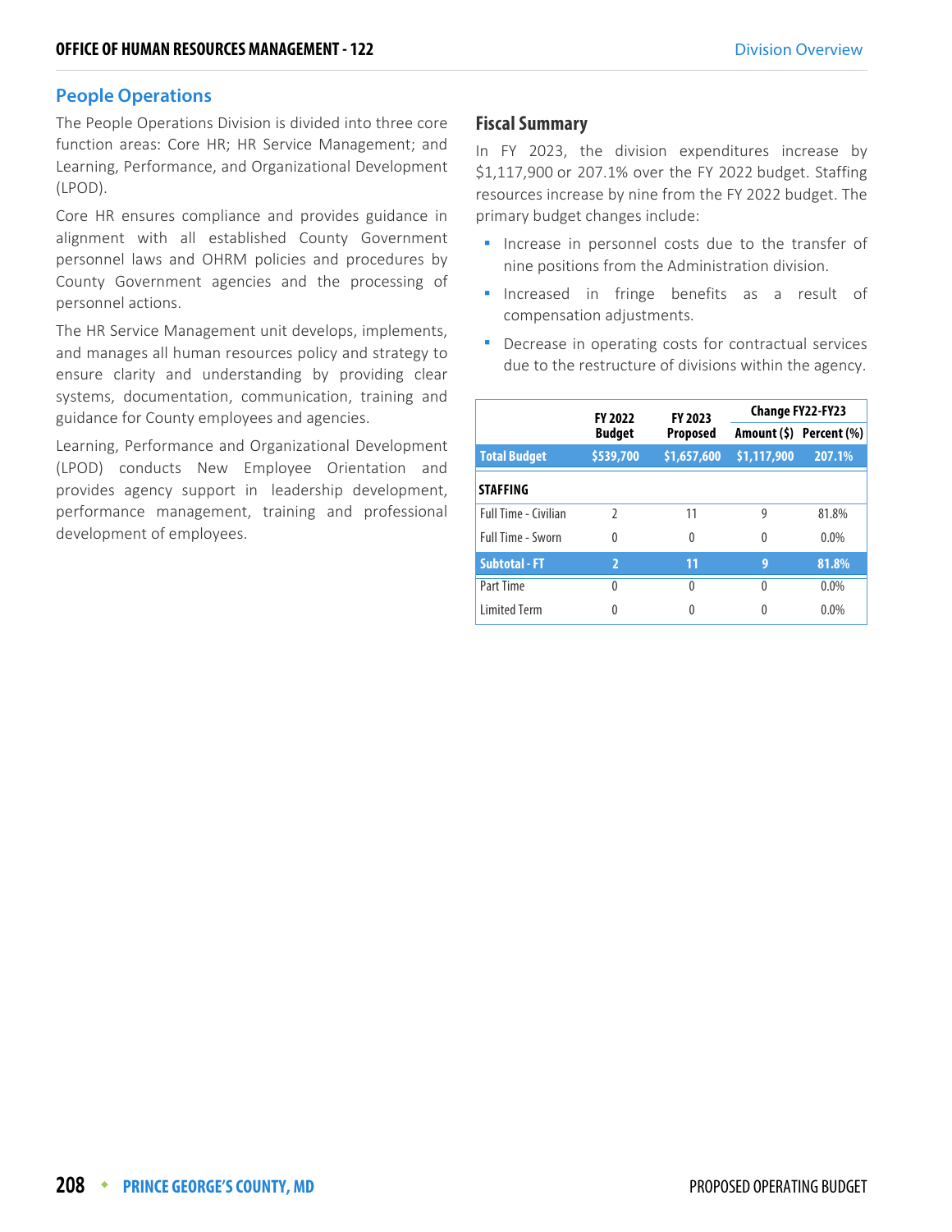## People Operations

The People Operations Division is divided into three core function areas: Core HR; HR Service Management; and Learning, Performance, and Organizational Development (LPOD).

Core HR ensures compliance and provides guidance in alignment with all established County Government personnel laws and OHRM policies and procedures by County Government agencies and the processing of personnel actions.

The HR Service Management unit develops, implements, and manages all human resources policy and strategy to ensure clarity and understanding by providing clear systems, documentation, communication, training and guidance for County employees and agencies.

Learning, Performance and Organizational Development (LPOD) conducts New Employee Orientation and provides agency support in leadership development, performance management, training and professional development of employees.

### Fiscal Summary

In FY 2023, the division expenditures increase by $1,117,900 or 207.1% over the FY 2022 budget. Staffing resources increase by nine from the FY 2022 budget. The primary budget changes include:

- Increase in personnel costs due to the transfer of nine positions from the Administration division.
- Increased in fringe benefits as a result of compensation adjustments.
- Decrease in operating costs for contractual services due to the restructure of divisions within the agency.

| | FY 2022 Budget | FY 2023 Proposed | Change FY22-FY23 | |
|---|---|---|---|---|
| | | | Amount ($) | Percent (%) |
| **Total Budget** | **$539,700** | **$1,657,600** | **$1,117,900** | **207.1%** |
| **STAFFING** | | | | |
| Full Time - Civilian | 2 | 11 | 9 | 81.8% |
| Full Time - Sworn | 0 | 0 | 0 | 0.0% |
| **Subtotal - FT** | **2** | **11** | **9** | **81.8%** |
| Part Time | 0 | 0 | 0 | 0.0% |
| Limited Term | 0 | 0 | 0 | 0.0% |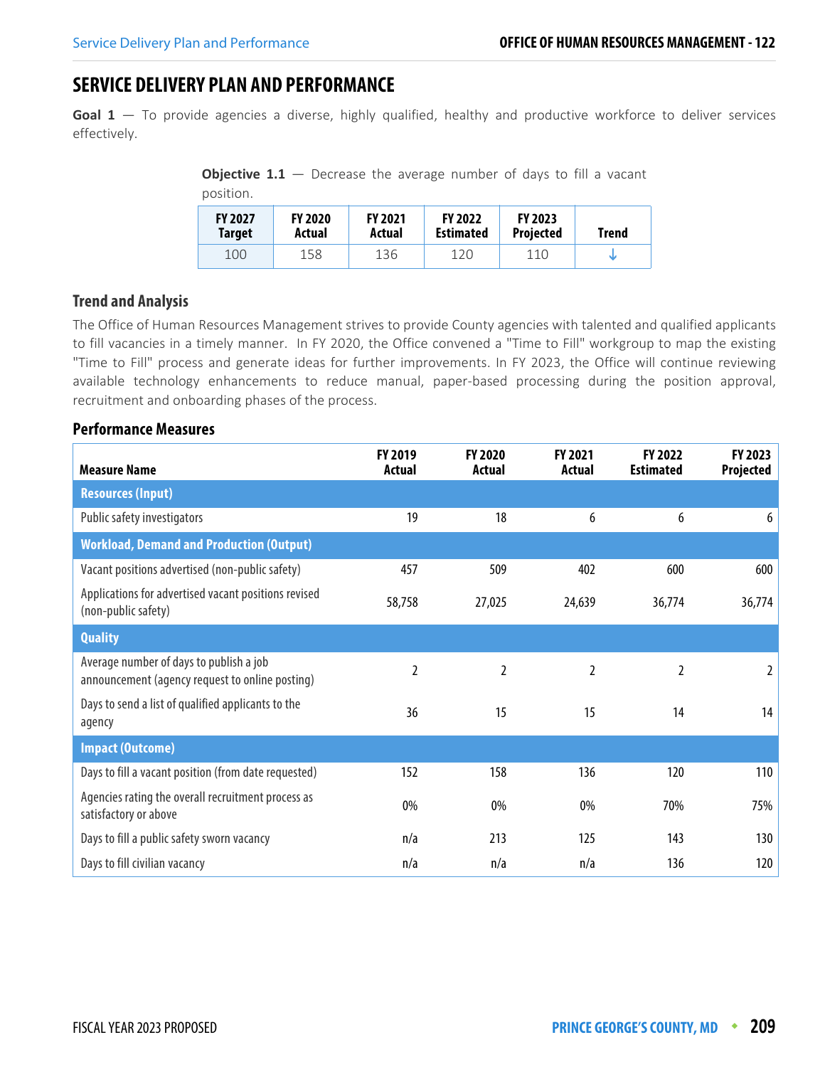## SERVICE DELIVERY PLAN AND PERFORMANCE

**Goal 1** — To provide agencies a diverse, highly qualified, healthy and productive workforce to deliver services effectively.

**Objective 1.1** — Decrease the average number of days to fill a vacant position.

| FY 2027 Target | FY 2020 Actual | FY 2021 Actual | FY 2022 Estimated | FY 2023 Projected | Trend |
|---|---|---|---|---|---|
| 100 | 158 | 136 | 120 | 110 | ↓ |

### Trend and Analysis

The Office of Human Resources Management strives to provide County agencies with talented and qualified applicants to fill vacancies in a timely manner. In FY 2020, the Office convened a "Time to Fill" workgroup to map the existing "Time to Fill" process and generate ideas for further improvements. In FY 2023, the Office will continue reviewing available technology enhancements to reduce manual, paper-based processing during the position approval, recruitment and onboarding phases of the process.

### Performance Measures

| Measure Name | FY 2019 Actual | FY 2020 Actual | FY 2021 Actual | FY 2022 Estimated | FY 2023 Projected |
|---|---|---|---|---|---|
| **Resources (Input)** | | | | | |
| Public safety investigators | 19 | 18 | 6 | 6 | 6 |
| **Workload, Demand and Production (Output)** | | | | | |
| Vacant positions advertised (non-public safety) | 457 | 509 | 402 | 600 | 600 |
| Applications for advertised vacant positions revised (non-public safety) | 58,758 | 27,025 | 24,639 | 36,774 | 36,774 |
| **Quality** | | | | | |
| Average number of days to publish a job announcement (agency request to online posting) | 2 | 2 | 2 | 2 | 2 |
| Days to send a list of qualified applicants to the agency | 36 | 15 | 15 | 14 | 14 |
| **Impact (Outcome)** | | | | | |
| Days to fill a vacant position (from date requested) | 152 | 158 | 136 | 120 | 110 |
| Agencies rating the overall recruitment process as satisfactory or above | 0% | 0% | 0% | 70% | 75% |
| Days to fill a public safety sworn vacancy | n/a | 213 | 125 | 143 | 130 |
| Days to fill civilian vacancy | n/a | n/a | n/a | 136 | 120 |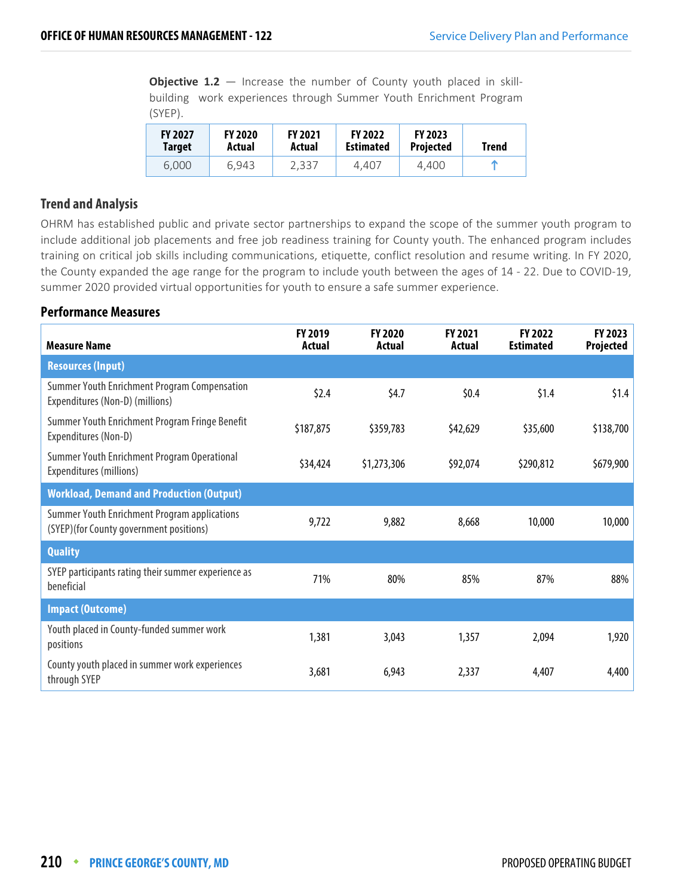**Objective 1.2** — Increase the number of County youth placed in skill-building work experiences through Summer Youth Enrichment Program (SYEP).

| FY 2027 Target | FY 2020 Actual | FY 2021 Actual | FY 2022 Estimated | FY 2023 Projected | Trend |
|---|---|---|---|---|---|
| 6,000 | 6,943 | 2,337 | 4,407 | 4,400 | ↑ |

## Trend and Analysis

OHRM has established public and private sector partnerships to expand the scope of the summer youth program to include additional job placements and free job readiness training for County youth. The enhanced program includes training on critical job skills including communications, etiquette, conflict resolution and resume writing. In FY 2020, the County expanded the age range for the program to include youth between the ages of 14 - 22. Due to COVID-19, summer 2020 provided virtual opportunities for youth to ensure a safe summer experience.

## Performance Measures

| Measure Name | FY 2019 Actual | FY 2020 Actual | FY 2021 Actual | FY 2022 Estimated | FY 2023 Projected |
|---|---|---|---|---|---|
| **Resources (Input)** | | | | | |
| Summer Youth Enrichment Program Compensation Expenditures (Non-D) (millions) | $2.4 | $4.7 | $0.4 | $1.4 | $1.4 |
| Summer Youth Enrichment Program Fringe Benefit Expenditures (Non-D) | $187,875 | $359,783 | $42,629 | $35,600 | $138,700 |
| Summer Youth Enrichment Program Operational Expenditures (millions) | $34,424 | $1,273,306 | $92,074 | $290,812 | $679,900 |
| **Workload, Demand and Production (Output)** | | | | | |
| Summer Youth Enrichment Program applications (SYEP)(for County government positions) | 9,722 | 9,882 | 8,668 | 10,000 | 10,000 |
| **Quality** | | | | | |
| SYEP participants rating their summer experience as beneficial | 71% | 80% | 85% | 87% | 88% |
| **Impact (Outcome)** | | | | | |
| Youth placed in County-funded summer work positions | 1,381 | 3,043 | 1,357 | 2,094 | 1,920 |
| County youth placed in summer work experiences through SYEP | 3,681 | 6,943 | 2,337 | 4,407 | 4,400 |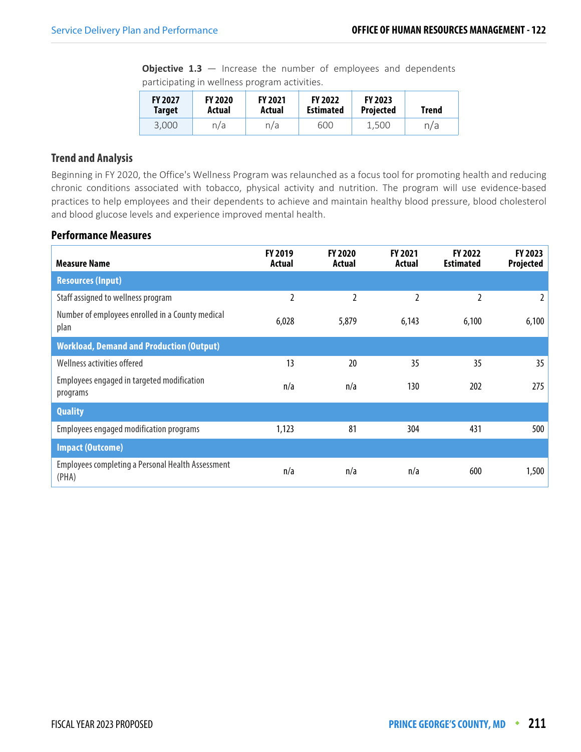**Objective 1.3** — Increase the number of employees and dependents participating in wellness program activities.

| FY 2027 Target | FY 2020 Actual | FY 2021 Actual | FY 2022 Estimated | FY 2023 Projected | Trend |
|---|---|---|---|---|---|
| 3,000 | n/a | n/a | 600 | 1,500 | n/a |

### Trend and Analysis

Beginning in FY 2020, the Office's Wellness Program was relaunched as a focus tool for promoting health and reducing chronic conditions associated with tobacco, physical activity and nutrition. The program will use evidence-based practices to help employees and their dependents to achieve and maintain healthy blood pressure, blood cholesterol and blood glucose levels and experience improved mental health.

### Performance Measures

| Measure Name | FY 2019 Actual | FY 2020 Actual | FY 2021 Actual | FY 2022 Estimated | FY 2023 Projected |
|---|---|---|---|---|---|
| **Resources (Input)** | | | | | |
| Staff assigned to wellness program | 2 | 2 | 2 | 2 | 2 |
| Number of employees enrolled in a County medical plan | 6,028 | 5,879 | 6,143 | 6,100 | 6,100 |
| **Workload, Demand and Production (Output)** | | | | | |
| Wellness activities offered | 13 | 20 | 35 | 35 | 35 |
| Employees engaged in targeted modification programs | n/a | n/a | 130 | 202 | 275 |
| **Quality** | | | | | |
| Employees engaged modification programs | 1,123 | 81 | 304 | 431 | 500 |
| **Impact (Outcome)** | | | | | |
| Employees completing a Personal Health Assessment (PHA) | n/a | n/a | n/a | 600 | 1,500 |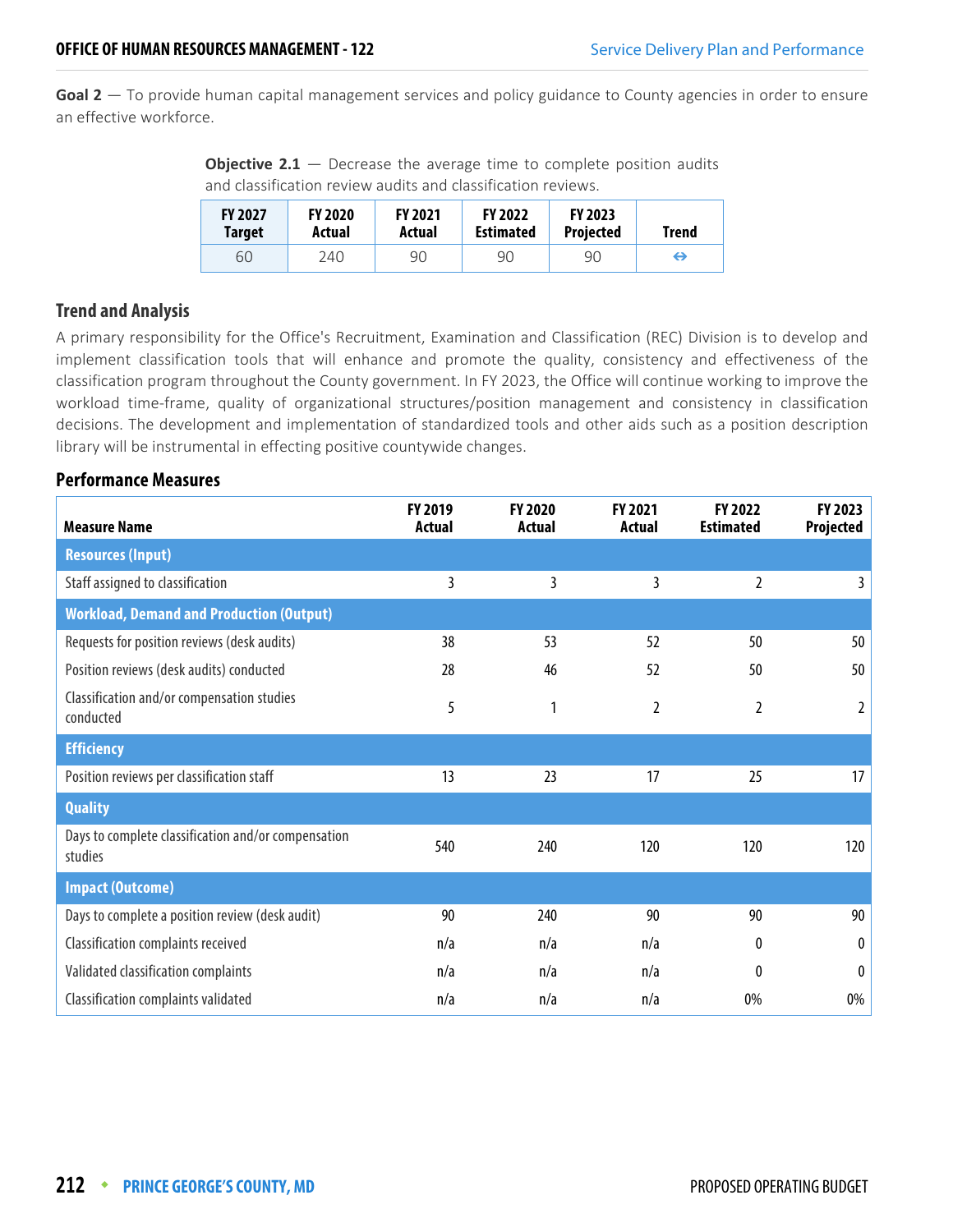**Goal 2** — To provide human capital management services and policy guidance to County agencies in order to ensure an effective workforce.

**Objective 2.1** — Decrease the average time to complete position audits and classification review audits and classification reviews.

| FY 2027 Target | FY 2020 Actual | FY 2021 Actual | FY 2022 Estimated | FY 2023 Projected | Trend |
|---|---|---|---|---|---|
| 60 | 240 | 90 | 90 | 90 | ⇔ |

### Trend and Analysis

A primary responsibility for the Office's Recruitment, Examination and Classification (REC) Division is to develop and implement classification tools that will enhance and promote the quality, consistency and effectiveness of the classification program throughout the County government. In FY 2023, the Office will continue working to improve the workload time-frame, quality of organizational structures/position management and consistency in classification decisions. The development and implementation of standardized tools and other aids such as a position description library will be instrumental in effecting positive countywide changes.

### Performance Measures

| Measure Name | FY 2019 Actual | FY 2020 Actual | FY 2021 Actual | FY 2022 Estimated | FY 2023 Projected |
|---|---|---|---|---|---|
| **Resources (Input)** | | | | | |
| Staff assigned to classification | 3 | 3 | 3 | 2 | 3 |
| **Workload, Demand and Production (Output)** | | | | | |
| Requests for position reviews (desk audits) | 38 | 53 | 52 | 50 | 50 |
| Position reviews (desk audits) conducted | 28 | 46 | 52 | 50 | 50 |
| Classification and/or compensation studies conducted | 5 | 1 | 2 | 2 | 2 |
| **Efficiency** | | | | | |
| Position reviews per classification staff | 13 | 23 | 17 | 25 | 17 |
| **Quality** | | | | | |
| Days to complete classification and/or compensation studies | 540 | 240 | 120 | 120 | 120 |
| **Impact (Outcome)** | | | | | |
| Days to complete a position review (desk audit) | 90 | 240 | 90 | 90 | 90 |
| Classification complaints received | n/a | n/a | n/a | 0 | 0 |
| Validated classification complaints | n/a | n/a | n/a | 0 | 0 |
| Classification complaints validated | n/a | n/a | n/a | 0% | 0% |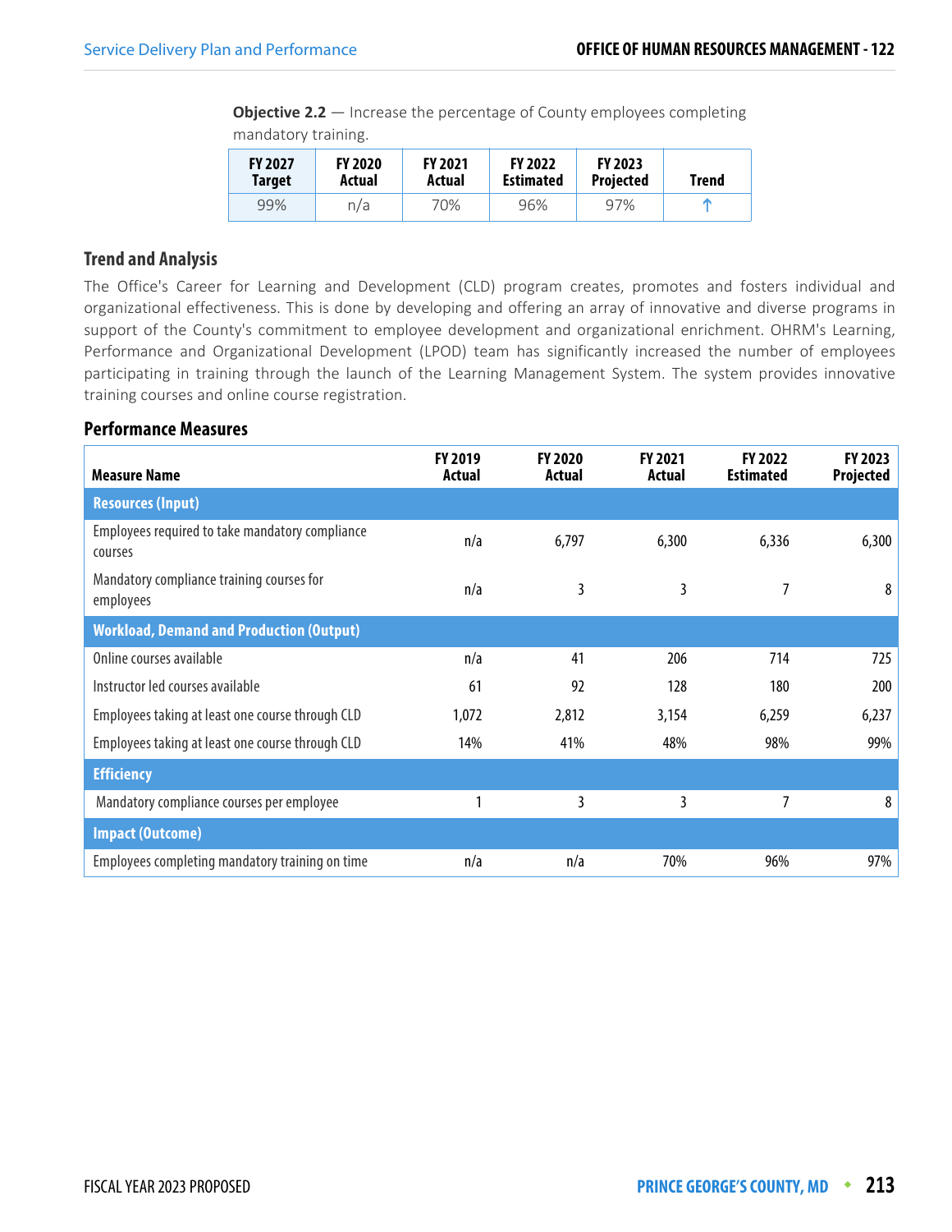**Objective 2.2** — Increase the percentage of County employees completing mandatory training.

| FY 2027 Target | FY 2020 Actual | FY 2021 Actual | FY 2022 Estimated | FY 2023 Projected | Trend |
|---|---|---|---|---|---|
| 99% | n/a | 70% | 96% | 97% | ↑ |

### Trend and Analysis

The Office's Career for Learning and Development (CLD) program creates, promotes and fosters individual and organizational effectiveness. This is done by developing and offering an array of innovative and diverse programs in support of the County's commitment to employee development and organizational enrichment. OHRM's Learning, Performance and Organizational Development (LPOD) team has significantly increased the number of employees participating in training through the launch of the Learning Management System. The system provides innovative training courses and online course registration.

### Performance Measures

| Measure Name | FY 2019 Actual | FY 2020 Actual | FY 2021 Actual | FY 2022 Estimated | FY 2023 Projected |
|---|---|---|---|---|---|
| **Resources (Input)** | | | | | |
| Employees required to take mandatory compliance courses | n/a | 6,797 | 6,300 | 6,336 | 6,300 |
| Mandatory compliance training courses for employees | n/a | 3 | 3 | 7 | 8 |
| **Workload, Demand and Production (Output)** | | | | | |
| Online courses available | n/a | 41 | 206 | 714 | 725 |
| Instructor led courses available | 61 | 92 | 128 | 180 | 200 |
| Employees taking at least one course through CLD | 1,072 | 2,812 | 3,154 | 6,259 | 6,237 |
| Employees taking at least one course through CLD | 14% | 41% | 48% | 98% | 99% |
| **Efficiency** | | | | | |
| Mandatory compliance courses per employee | 1 | 3 | 3 | 7 | 8 |
| **Impact (Outcome)** | | | | | |
| Employees completing mandatory training on time | n/a | n/a | 70% | 96% | 97% |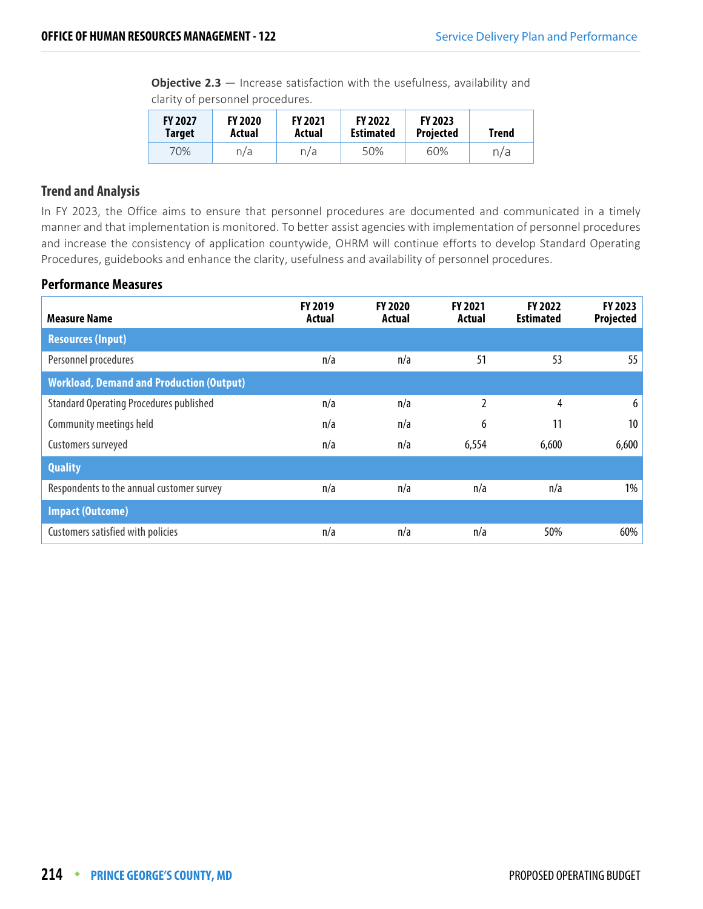**Objective 2.3** — Increase satisfaction with the usefulness, availability and clarity of personnel procedures.

| FY 2027 Target | FY 2020 Actual | FY 2021 Actual | FY 2022 Estimated | FY 2023 Projected | Trend |
|---|---|---|---|---|---|
| 70% | n/a | n/a | 50% | 60% | n/a |

### Trend and Analysis

In FY 2023, the Office aims to ensure that personnel procedures are documented and communicated in a timely manner and that implementation is monitored. To better assist agencies with implementation of personnel procedures and increase the consistency of application countywide, OHRM will continue efforts to develop Standard Operating Procedures, guidebooks and enhance the clarity, usefulness and availability of personnel procedures.

### Performance Measures

| Measure Name | FY 2019 Actual | FY 2020 Actual | FY 2021 Actual | FY 2022 Estimated | FY 2023 Projected |
|---|---|---|---|---|---|
| **Resources (Input)** | | | | | |
| Personnel procedures | n/a | n/a | 51 | 53 | 55 |
| **Workload, Demand and Production (Output)** | | | | | |
| Standard Operating Procedures published | n/a | n/a | 2 | 4 | 6 |
| Community meetings held | n/a | n/a | 6 | 11 | 10 |
| Customers surveyed | n/a | n/a | 6,554 | 6,600 | 6,600 |
| **Quality** | | | | | |
| Respondents to the annual customer survey | n/a | n/a | n/a | n/a | 1% |
| **Impact (Outcome)** | | | | | |
| Customers satisfied with policies | n/a | n/a | n/a | 50% | 60% |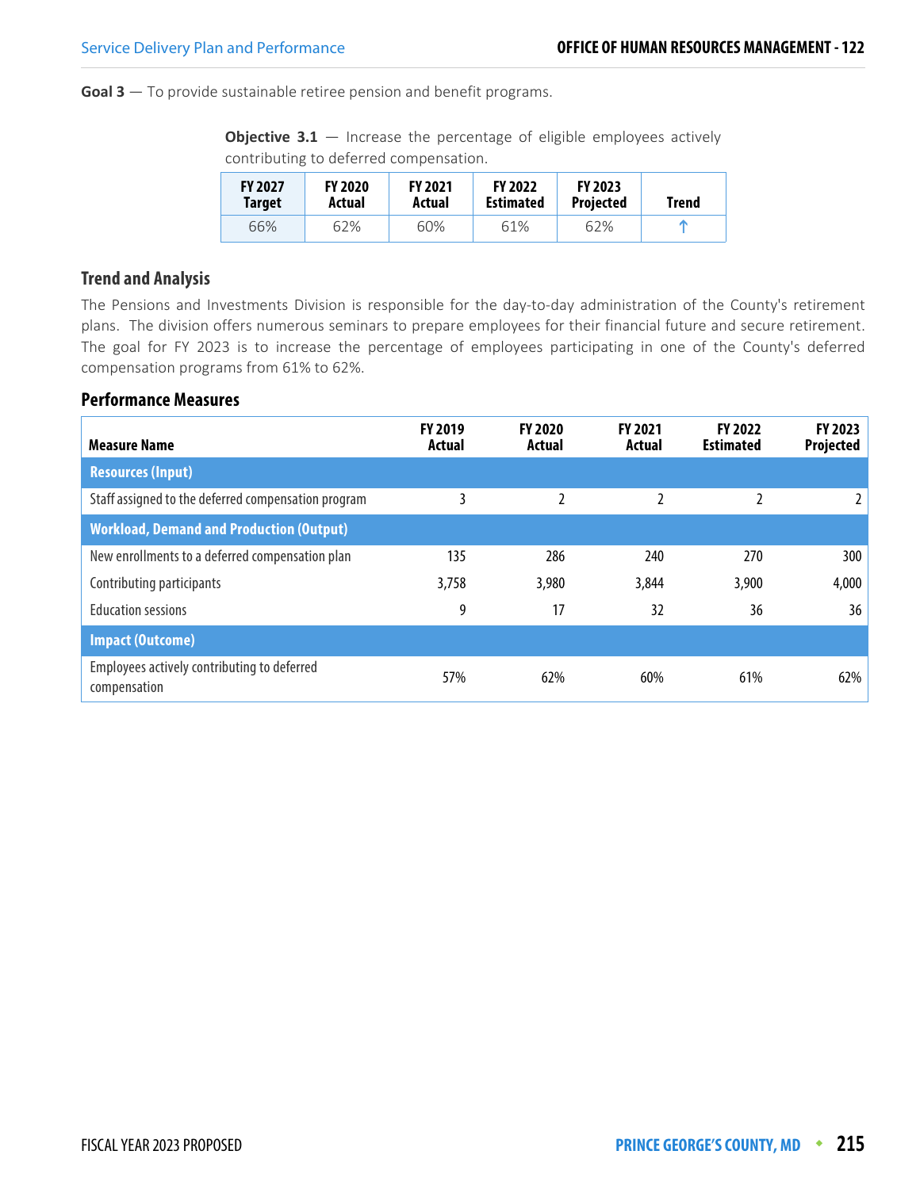**Goal 3** — To provide sustainable retiree pension and benefit programs.

**Objective 3.1** — Increase the percentage of eligible employees actively contributing to deferred compensation.

| FY 2027 Target | FY 2020 Actual | FY 2021 Actual | FY 2022 Estimated | FY 2023 Projected | Trend |
|---|---|---|---|---|---|
| 66% | 62% | 60% | 61% | 62% | ↑ |

## Trend and Analysis

The Pensions and Investments Division is responsible for the day-to-day administration of the County's retirement plans. The division offers numerous seminars to prepare employees for their financial future and secure retirement. The goal for FY 2023 is to increase the percentage of employees participating in one of the County's deferred compensation programs from 61% to 62%.

## Performance Measures

| Measure Name | FY 2019 Actual | FY 2020 Actual | FY 2021 Actual | FY 2022 Estimated | FY 2023 Projected |
|---|---|---|---|---|---|
| **Resources (Input)** | | | | | |
| Staff assigned to the deferred compensation program | 3 | 2 | 2 | 2 | 2 |
| **Workload, Demand and Production (Output)** | | | | | |
| New enrollments to a deferred compensation plan | 135 | 286 | 240 | 270 | 300 |
| Contributing participants | 3,758 | 3,980 | 3,844 | 3,900 | 4,000 |
| Education sessions | 9 | 17 | 32 | 36 | 36 |
| **Impact (Outcome)** | | | | | |
| Employees actively contributing to deferred compensation | 57% | 62% | 60% | 61% | 62% |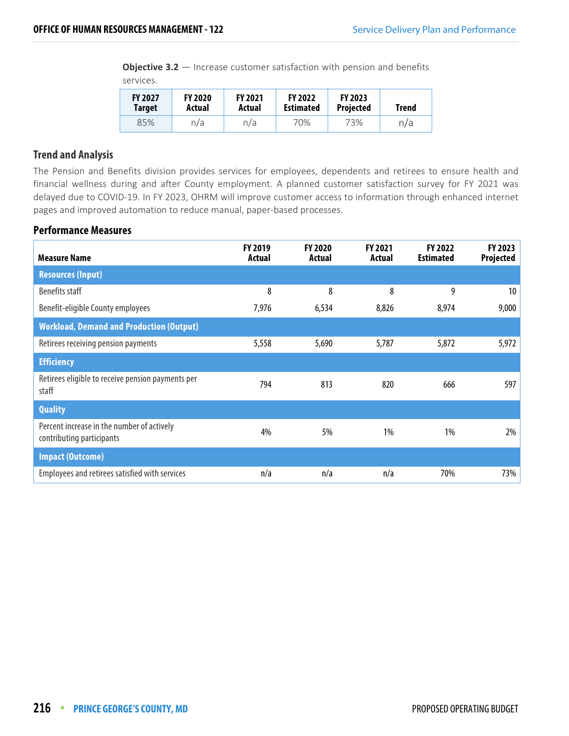**Objective 3.2** — Increase customer satisfaction with pension and benefits services.

| FY 2027 Target | FY 2020 Actual | FY 2021 Actual | FY 2022 Estimated | FY 2023 Projected | Trend |
|---|---|---|---|---|---|
| 85% | n/a | n/a | 70% | 73% | n/a |

### Trend and Analysis

The Pension and Benefits division provides services for employees, dependents and retirees to ensure health and financial wellness during and after County employment. A planned customer satisfaction survey for FY 2021 was delayed due to COVID-19. In FY 2023, OHRM will improve customer access to information through enhanced internet pages and improved automation to reduce manual, paper-based processes.

### Performance Measures

| Measure Name | FY 2019 Actual | FY 2020 Actual | FY 2021 Actual | FY 2022 Estimated | FY 2023 Projected |
|---|---|---|---|---|---|
| **Resources (Input)** | | | | | |
| Benefits staff | 8 | 8 | 8 | 9 | 10 |
| Benefit-eligible County employees | 7,976 | 6,534 | 8,826 | 8,974 | 9,000 |
| **Workload, Demand and Production (Output)** | | | | | |
| Retirees receiving pension payments | 5,558 | 5,690 | 5,787 | 5,872 | 5,972 |
| **Efficiency** | | | | | |
| Retirees eligible to receive pension payments per staff | 794 | 813 | 820 | 666 | 597 |
| **Quality** | | | | | |
| Percent increase in the number of actively contributing participants | 4% | 5% | 1% | 1% | 2% |
| **Impact (Outcome)** | | | | | |
| Employees and retirees satisfied with services | n/a | n/a | n/a | 70% | 73% |